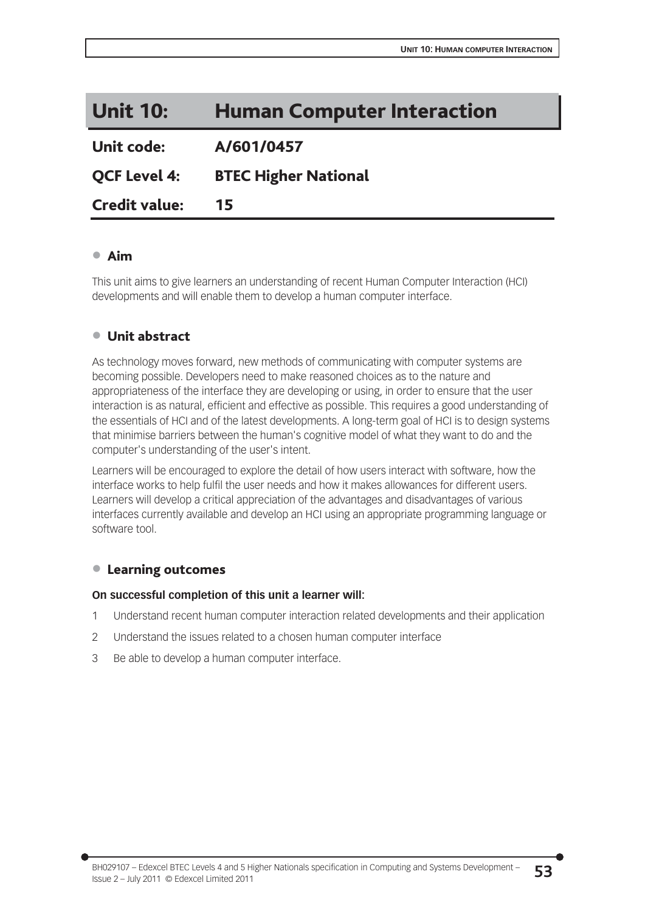# Unit 10: Human Computer Interaction

**Unit code:** A/601/0457

**QCF Level 4:** BTEC Higher National

**Credit value:** 15

## Aim

This unit aims to give learners an understanding of recent Human Computer Interaction (HCI) developments and will enable them to develop a human computer interface.

## Unit abstract

As technology moves forward, new methods of communicating with computer systems are becoming possible. Developers need to make reasoned choices as to the nature and appropriateness of the interface they are developing or using, in order to ensure that the user interaction is as natural, efficient and effective as possible. This requires a good understanding of the essentials of HCI and of the latest developments. A long-term goal of HCI is to design systems that minimise barriers between the human's cognitive model of what they want to do and the computer's understanding of the user's intent.

Learners will be encouraged to explore the detail of how users interact with software, how the interface works to help fulfil the user needs and how it makes allowances for different users. Learners will develop a critical appreciation of the advantages and disadvantages of various interfaces currently available and develop an HCI using an appropriate programming language or software tool.

## Learning outcomes

**On successful completion of this unit a learner will:**

1. Understand recent human computer interaction related developments and their application
2. Understand the issues related to a chosen human computer interface
3. Be able to develop a human computer interface.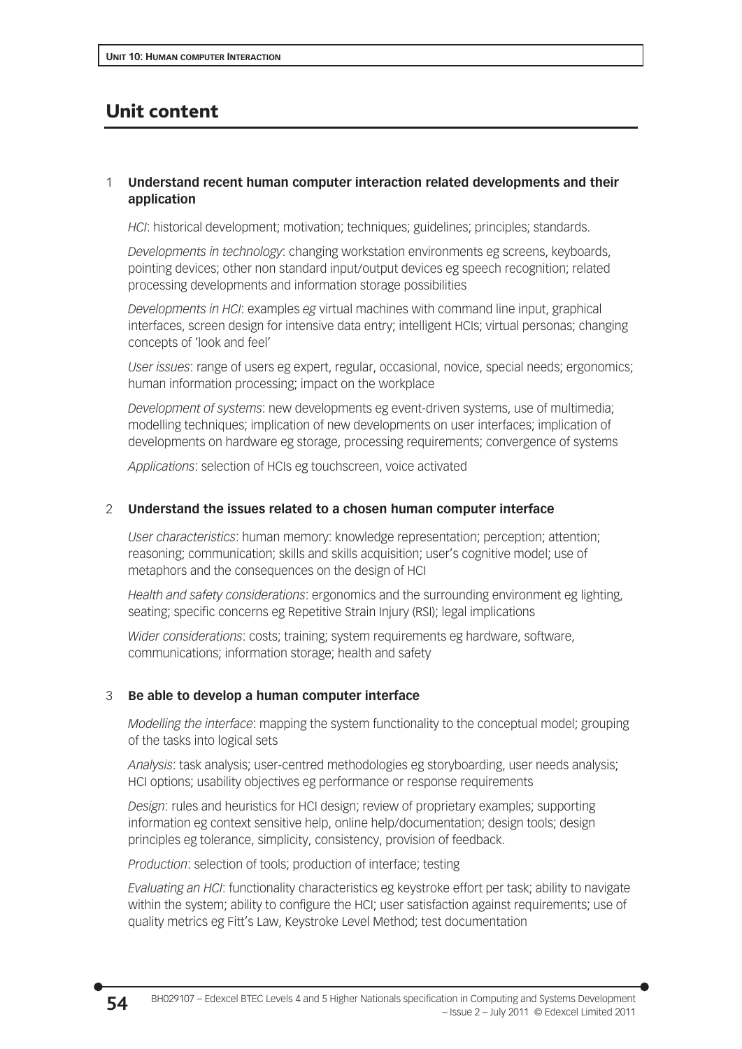## Unit content

### 1 Understand recent human computer interaction related developments and their application

*HCI*: historical development; motivation; techniques; guidelines; principles; standards.

*Developments in technology*: changing workstation environments eg screens, keyboards, pointing devices; other non standard input/output devices eg speech recognition; related processing developments and information storage possibilities

*Developments in HCI*: examples *eg* virtual machines with command line input, graphical interfaces, screen design for intensive data entry; intelligent HCIs; virtual personas; changing concepts of 'look and feel'

*User issues*: range of users eg expert, regular, occasional, novice, special needs; ergonomics; human information processing; impact on the workplace

*Development of systems*: new developments eg event-driven systems, use of multimedia; modelling techniques; implication of new developments on user interfaces; implication of developments on hardware eg storage, processing requirements; convergence of systems

*Applications*: selection of HCIs eg touchscreen, voice activated

### 2 Understand the issues related to a chosen human computer interface

*User characteristics*: human memory: knowledge representation; perception; attention; reasoning; communication; skills and skills acquisition; user's cognitive model; use of metaphors and the consequences on the design of HCI

*Health and safety considerations*: ergonomics and the surrounding environment eg lighting, seating; specific concerns eg Repetitive Strain Injury (RSI); legal implications

*Wider considerations*: costs; training; system requirements eg hardware, software, communications; information storage; health and safety

### 3 Be able to develop a human computer interface

*Modelling the interface*: mapping the system functionality to the conceptual model; grouping of the tasks into logical sets

*Analysis*: task analysis; user-centred methodologies eg storyboarding, user needs analysis; HCI options; usability objectives eg performance or response requirements

*Design*: rules and heuristics for HCI design; review of proprietary examples; supporting information eg context sensitive help, online help/documentation; design tools; design principles eg tolerance, simplicity, consistency, provision of feedback.

*Production*: selection of tools; production of interface; testing

*Evaluating an HCI*: functionality characteristics eg keystroke effort per task; ability to navigate within the system; ability to configure the HCI; user satisfaction against requirements; use of quality metrics eg Fitt's Law, Keystroke Level Method; test documentation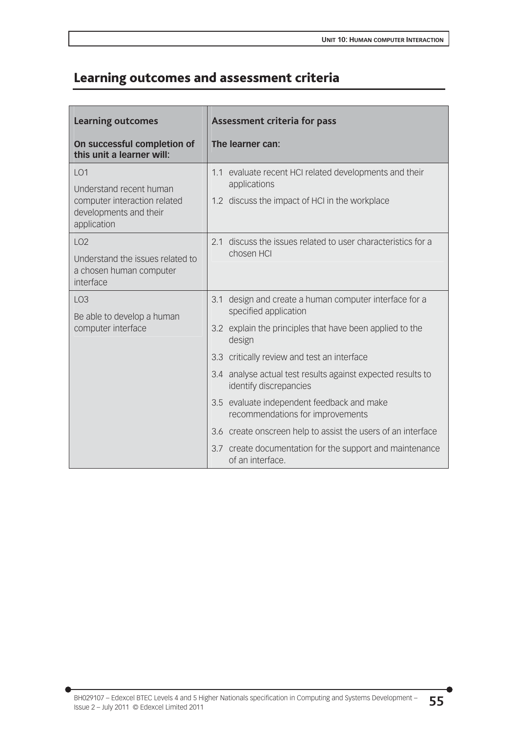## Learning outcomes and assessment criteria

| Learning outcomes<br><br>**On successful completion of this unit a learner will:** | Assessment criteria for pass<br><br>**The learner can:** |
|---|---|
| LO1<br><br>Understand recent human computer interaction related developments and their application | 1.1 evaluate recent HCI related developments and their applications<br><br>1.2 discuss the impact of HCI in the workplace |
| LO2<br><br>Understand the issues related to a chosen human computer interface | 2.1 discuss the issues related to user characteristics for a chosen HCI |
| LO3<br><br>Be able to develop a human computer interface | 3.1 design and create a human computer interface for a specified application<br><br>3.2 explain the principles that have been applied to the design<br><br>3.3 critically review and test an interface<br><br>3.4 analyse actual test results against expected results to identify discrepancies<br><br>3.5 evaluate independent feedback and make recommendations for improvements<br><br>3.6 create onscreen help to assist the users of an interface<br><br>3.7 create documentation for the support and maintenance of an interface. |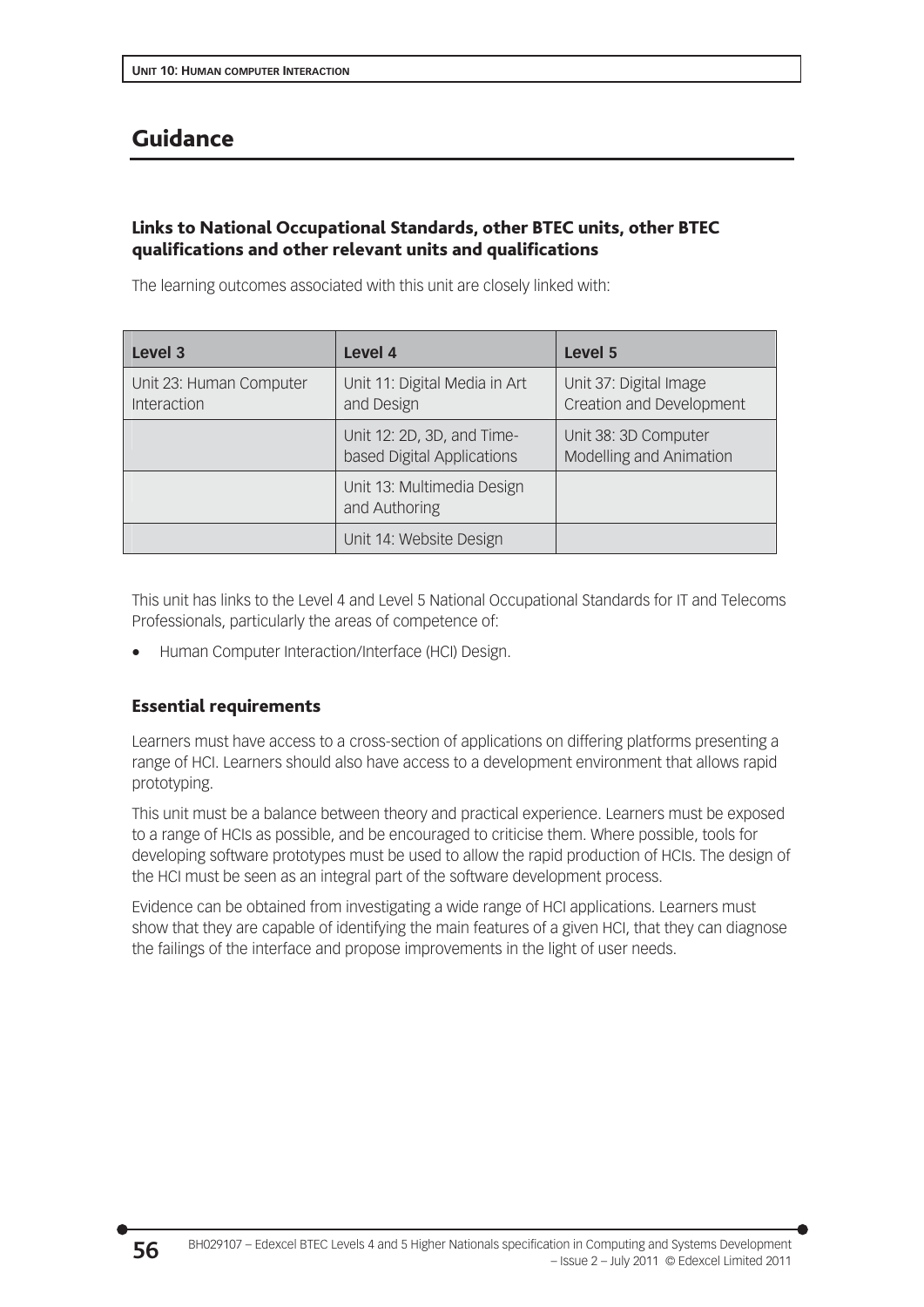## Guidance

### Links to National Occupational Standards, other BTEC units, other BTEC qualifications and other relevant units and qualifications

The learning outcomes associated with this unit are closely linked with:

| Level 3 | Level 4 | Level 5 |
|---|---|---|
| Unit 23: Human Computer Interaction | Unit 11: Digital Media in Art and Design | Unit 37: Digital Image Creation and Development |
| | Unit 12: 2D, 3D, and Time-based Digital Applications | Unit 38: 3D Computer Modelling and Animation |
| | Unit 13: Multimedia Design and Authoring | |
| | Unit 14: Website Design | |

This unit has links to the Level 4 and Level 5 National Occupational Standards for IT and Telecoms Professionals, particularly the areas of competence of:

- Human Computer Interaction/Interface (HCI) Design.

### Essential requirements

Learners must have access to a cross-section of applications on differing platforms presenting a range of HCI. Learners should also have access to a development environment that allows rapid prototyping.

This unit must be a balance between theory and practical experience. Learners must be exposed to a range of HCIs as possible, and be encouraged to criticise them. Where possible, tools for developing software prototypes must be used to allow the rapid production of HCIs. The design of the HCI must be seen as an integral part of the software development process.

Evidence can be obtained from investigating a wide range of HCI applications. Learners must show that they are capable of identifying the main features of a given HCI, that they can diagnose the failings of the interface and propose improvements in the light of user needs.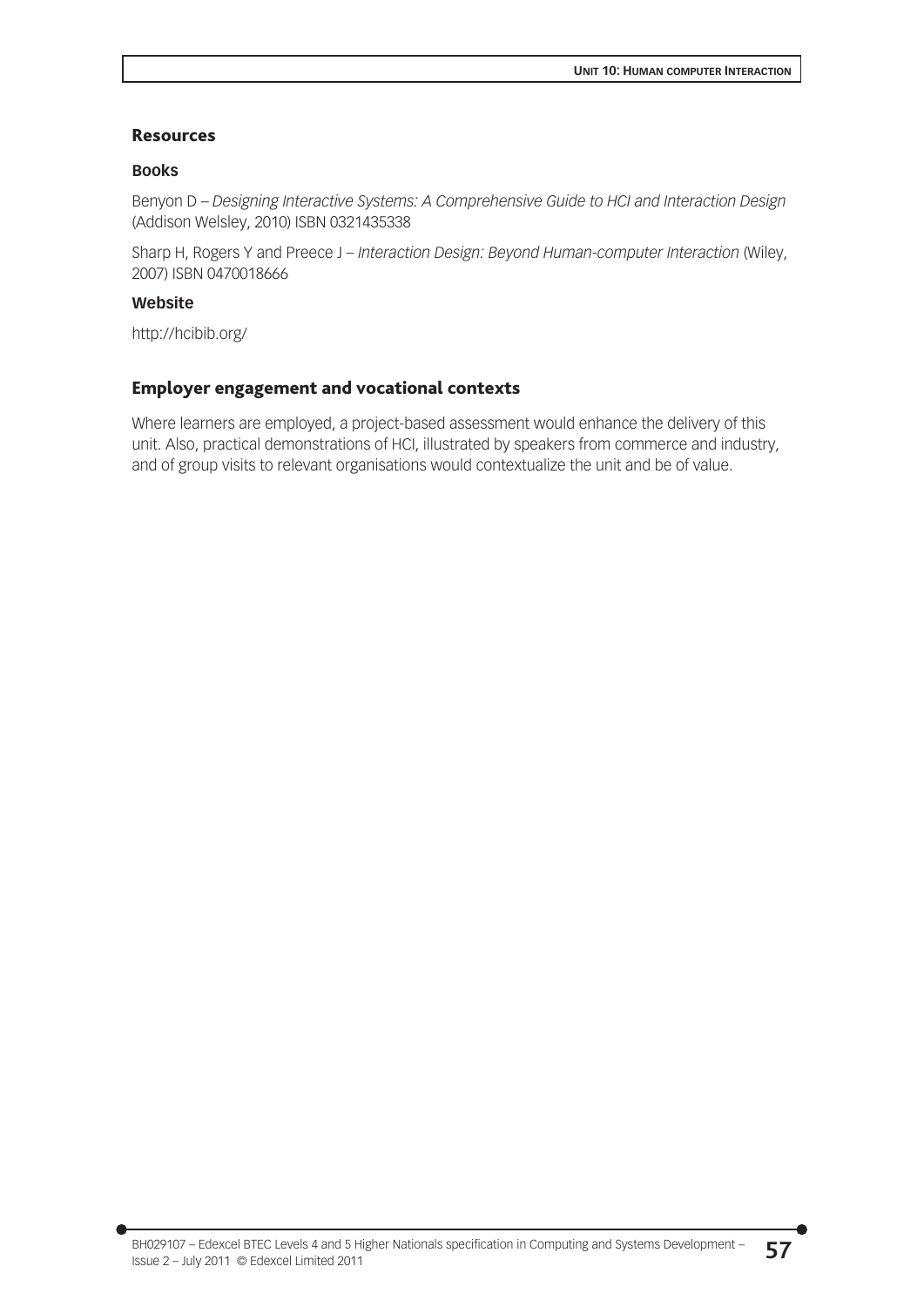### Resources

#### Books

Benyon D – *Designing Interactive Systems: A Comprehensive Guide to HCI and Interaction Design* (Addison Welsley, 2010) ISBN 0321435338

Sharp H, Rogers Y and Preece J – *Interaction Design: Beyond Human-computer Interaction* (Wiley, 2007) ISBN 0470018666

#### Website

http://hcibib.org/

### Employer engagement and vocational contexts

Where learners are employed, a project-based assessment would enhance the delivery of this unit. Also, practical demonstrations of HCI, illustrated by speakers from commerce and industry, and of group visits to relevant organisations would contextualize the unit and be of value.